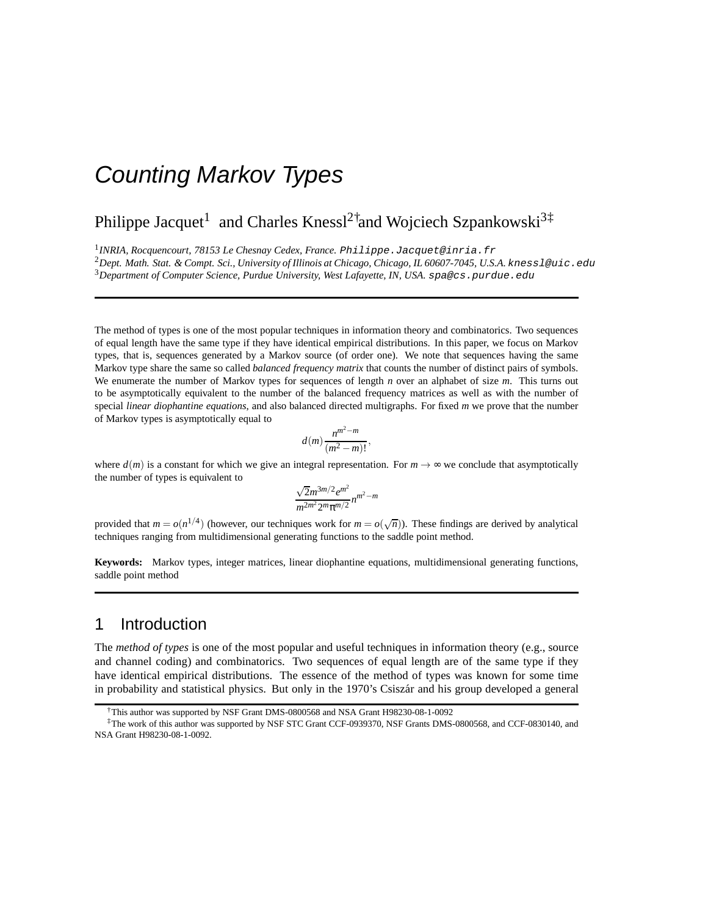# Counting Markov Types

Philippe Jacquet[1] and Charles Knessl[2†] and Wojciech Szpankowski[3‡]

[1] *INRIA, Rocquencourt, 78153 Le Chesnay Cedex, France.* `Philippe.Jacquet@inria.fr`
[2] *Dept. Math. Stat. & Compt. Sci., University of Illinois at Chicago, Chicago, IL 60607-7045, U.S.A.* `knessl@uic.edu`
[3] *Department of Computer Science, Purdue University, West Lafayette, IN, USA.* `spa@cs.purdue.edu`

---

The method of types is one of the most popular techniques in information theory and combinatorics. Two sequences of equal length have the same type if they have identical empirical distributions. In this paper, we focus on Markov types, that is, sequences generated by a Markov source (of order one). We note that sequences having the same Markov type share the same so called *balanced frequency matrix* that counts the number of distinct pairs of symbols. We enumerate the number of Markov types for sequences of length $n$ over an alphabet of size $m$. This turns out to be asymptotically equivalent to the number of the balanced frequency matrices as well as with the number of special *linear diophantine equations*, and also balanced directed multigraphs. For fixed $m$ we prove that the number of Markov types is asymptotically equal to

$$d(m)\frac{n^{m^2-m}}{(m^2-m)!},$$

where $d(m)$ is a constant for which we give an integral representation. For $m \to \infty$ we conclude that asymptotically the number of types is equivalent to

$$\frac{\sqrt{2}m^{3m/2}e^{m^2}}{m^{2m^2}2^m\pi^{m/2}}n^{m^2-m}$$

provided that $m = o(n^{1/4})$ (however, our techniques work for $m = o(\sqrt{n})$). These findings are derived by analytical techniques ranging from multidimensional generating functions to the saddle point method.

**Keywords:** Markov types, integer matrices, linear diophantine equations, multidimensional generating functions, saddle point method

---

## 1 Introduction

The *method of types* is one of the most popular and useful techniques in information theory (e.g., source and channel coding) and combinatorics. Two sequences of equal length are of the same type if they have identical empirical distributions. The essence of the method of types was known for some time in probability and statistical physics. But only in the 1970's Csiszár and his group developed a general

---

† This author was supported by NSF Grant DMS-0800568 and NSA Grant H98230-08-1-0092

‡ The work of this author was supported by NSF STC Grant CCF-0939370, NSF Grants DMS-0800568, and CCF-0830140, and NSA Grant H98230-08-1-0092.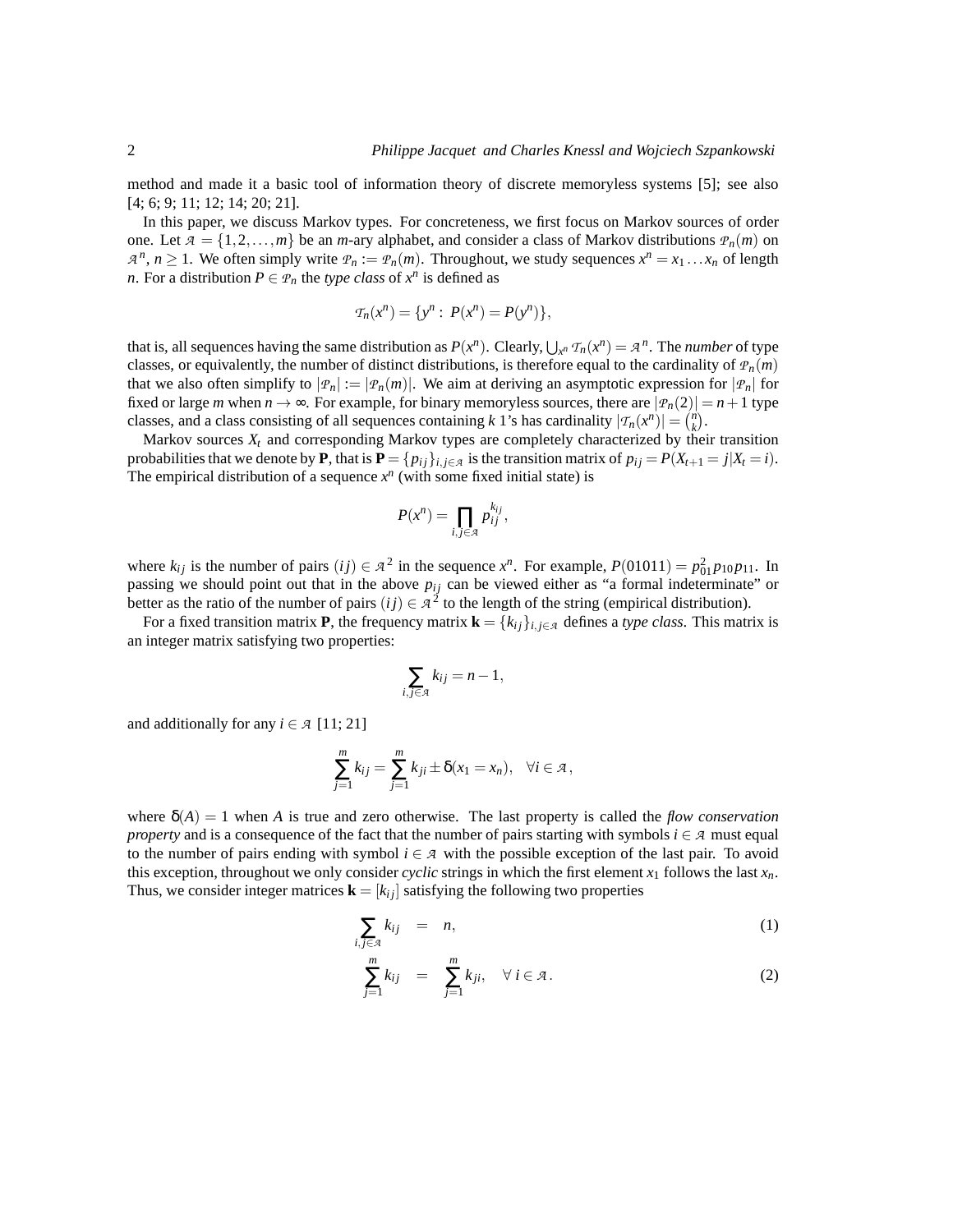method and made it a basic tool of information theory of discrete memoryless systems [5]; see also [4; 6; 9; 11; 12; 14; 20; 21].

In this paper, we discuss Markov types. For concreteness, we first focus on Markov sources of order one. Let $\mathcal{A} = \{1, 2, \ldots, m\}$ be an $m$-ary alphabet, and consider a class of Markov distributions $\mathcal{P}_n(m)$ on $\mathcal{A}^n$, $n \geq 1$. We often simply write $\mathcal{P}_n := \mathcal{P}_n(m)$. Throughout, we study sequences $x^n = x_1 \ldots x_n$ of length $n$. For a distribution $P \in \mathcal{P}_n$ the *type class* of $x^n$ is defined as

$$\mathcal{T}_n(x^n) = \{y^n : P(x^n) = P(y^n)\},$$

that is, all sequences having the same distribution as $P(x^n)$. Clearly, $\bigcup_{x^n} \mathcal{T}_n(x^n) = \mathcal{A}^n$. The *number* of type classes, or equivalently, the number of distinct distributions, is therefore equal to the cardinality of $\mathcal{P}_n(m)$ that we also often simplify to $|\mathcal{P}_n| := |\mathcal{P}_n(m)|$. We aim at deriving an asymptotic expression for $|\mathcal{P}_n|$ for fixed or large $m$ when $n \to \infty$. For example, for binary memoryless sources, there are $|\mathcal{P}_n(2)| = n+1$ type classes, and a class consisting of all sequences containing $k$ 1's has cardinality $|\mathcal{T}_n(x^n)| = \binom{n}{k}$.

Markov sources $X_t$ and corresponding Markov types are completely characterized by their transition probabilities that we denote by $\mathbf{P}$, that is $\mathbf{P} = \{p_{ij}\}_{i,j \in \mathcal{A}}$ is the transition matrix of $p_{ij} = P(X_{t+1} = j | X_t = i)$. The empirical distribution of a sequence $x^n$ (with some fixed initial state) is

$$P(x^n) = \prod_{i,j \in \mathcal{A}} p_{ij}^{k_{ij}},$$

where $k_{ij}$ is the number of pairs $(ij) \in \mathcal{A}^2$ in the sequence $x^n$. For example, $P(01011) = p_{01}^2 p_{10} p_{11}$. In passing we should point out that in the above $p_{ij}$ can be viewed either as "a formal indeterminate" or better as the ratio of the number of pairs $(ij) \in \mathcal{A}^2$ to the length of the string (empirical distribution).

For a fixed transition matrix $\mathbf{P}$, the frequency matrix $\mathbf{k} = \{k_{ij}\}_{i,j \in \mathcal{A}}$ defines a *type class*. This matrix is an integer matrix satisfying two properties:

$$\sum_{i,j \in \mathcal{A}} k_{ij} = n - 1,$$

and additionally for any $i \in \mathcal{A}$ [11; 21]

$$\sum_{j=1}^{m} k_{ij} = \sum_{j=1}^{m} k_{ji} \pm \delta(x_1 = x_n), \quad \forall i \in \mathcal{A},$$

where $\delta(A) = 1$ when $A$ is true and zero otherwise. The last property is called the *flow conservation property* and is a consequence of the fact that the number of pairs starting with symbols $i \in \mathcal{A}$ must equal to the number of pairs ending with symbol $i \in \mathcal{A}$ with the possible exception of the last pair. To avoid this exception, throughout we only consider *cyclic* strings in which the first element $x_1$ follows the last $x_n$. Thus, we consider integer matrices $\mathbf{k} = [k_{ij}]$ satisfying the following two properties

$$\sum_{i,j \in \mathcal{A}} k_{ij} = n, \tag{1}$$

$$\sum_{j=1}^{m} k_{ij} = \sum_{j=1}^{m} k_{ji}, \quad \forall\, i \in \mathcal{A}. \tag{2}$$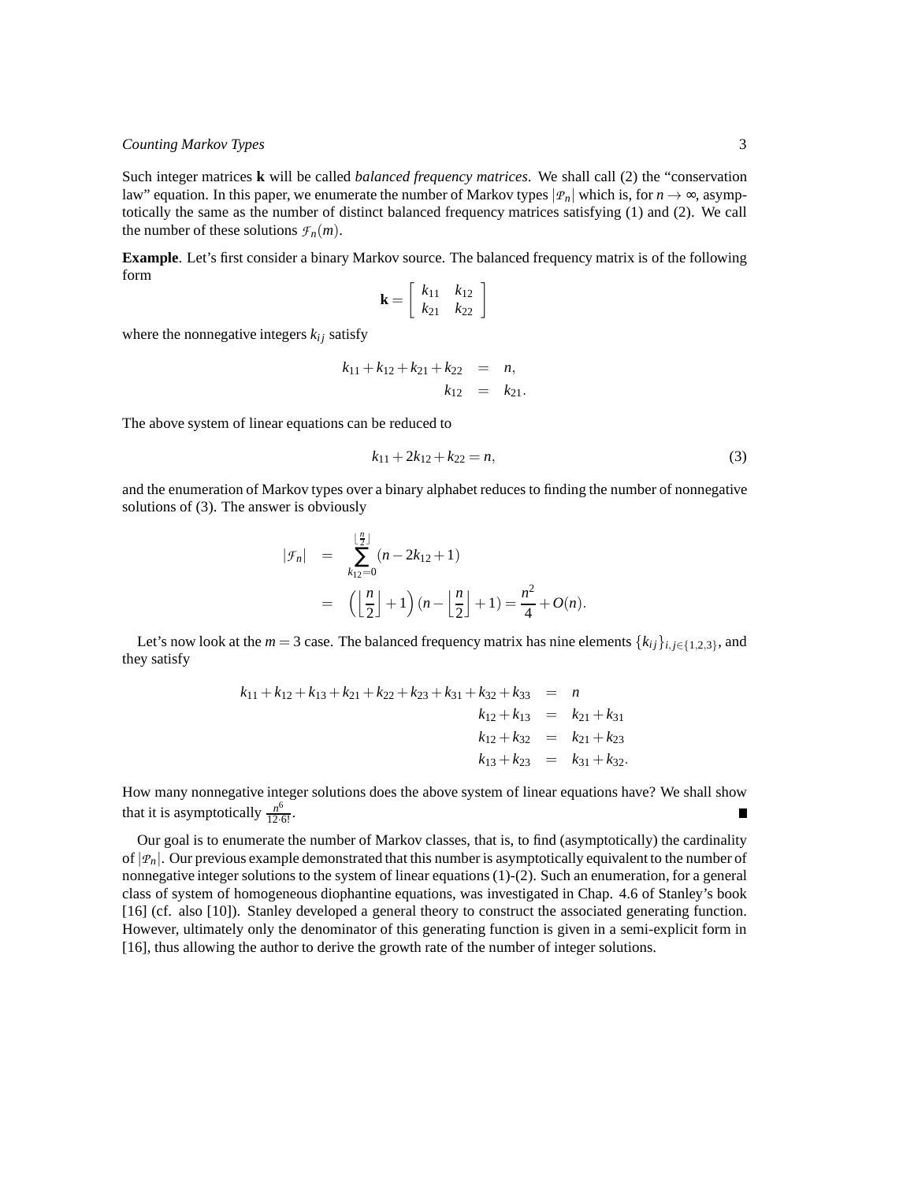Such integer matrices $\mathbf{k}$ will be called *balanced frequency matrices*. We shall call (2) the "conservation law" equation. In this paper, we enumerate the number of Markov types $|\mathcal{P}_n|$ which is, for $n \to \infty$, asymptotically the same as the number of distinct balanced frequency matrices satisfying (1) and (2). We call the number of these solutions $\mathcal{F}_n(m)$.

**Example**. Let's first consider a binary Markov source. The balanced frequency matrix is of the following form

$$\mathbf{k} = \left[ \begin{array}{cc} k_{11} & k_{12} \\ k_{21} & k_{22} \end{array} \right]$$

where the nonnegative integers $k_{ij}$ satisfy

$$\begin{aligned} k_{11} + k_{12} + k_{21} + k_{22} &= n, \\ k_{12} &= k_{21}. \end{aligned}$$

The above system of linear equations can be reduced to

$$k_{11} + 2k_{12} + k_{22} = n, \tag{3}$$

and the enumeration of Markov types over a binary alphabet reduces to finding the number of nonnegative solutions of (3). The answer is obviously

$$\begin{aligned} |\mathcal{F}_n| &= \sum_{k_{12}=0}^{\lfloor \frac{n}{2} \rfloor} (n - 2k_{12} + 1) \\ &= \left( \left\lfloor \frac{n}{2} \right\rfloor + 1 \right) (n - \left\lfloor \frac{n}{2} \right\rfloor + 1) = \frac{n^2}{4} + O(n). \end{aligned}$$

Let's now look at the $m = 3$ case. The balanced frequency matrix has nine elements $\{k_{ij}\}_{i,j \in \{1,2,3\}}$, and they satisfy

$$\begin{aligned} k_{11} + k_{12} + k_{13} + k_{21} + k_{22} + k_{23} + k_{31} + k_{32} + k_{33} &= n \\ k_{12} + k_{13} &= k_{21} + k_{31} \\ k_{12} + k_{32} &= k_{21} + k_{23} \\ k_{13} + k_{23} &= k_{31} + k_{32}. \end{aligned}$$

How many nonnegative integer solutions does the above system of linear equations have? We shall show that it is asymptotically $\frac{n^6}{12 \cdot 6!}$. ∎

Our goal is to enumerate the number of Markov classes, that is, to find (asymptotically) the cardinality of $|\mathcal{P}_n|$. Our previous example demonstrated that this number is asymptotically equivalent to the number of nonnegative integer solutions to the system of linear equations (1)-(2). Such an enumeration, for a general class of system of homogeneous diophantine equations, was investigated in Chap. 4.6 of Stanley's book [16] (cf. also [10]). Stanley developed a general theory to construct the associated generating function. However, ultimately only the denominator of this generating function is given in a semi-explicit form in [16], thus allowing the author to derive the growth rate of the number of integer solutions.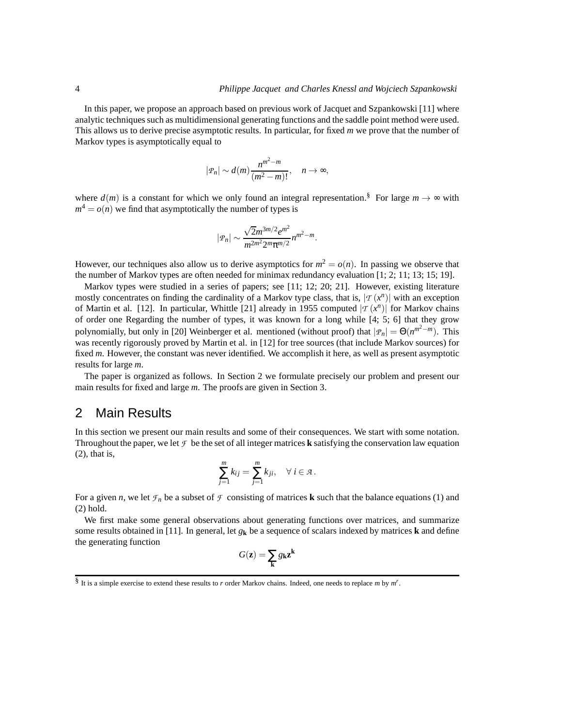In this paper, we propose an approach based on previous work of Jacquet and Szpankowski [11] where analytic techniques such as multidimensional generating functions and the saddle point method were used. This allows us to derive precise asymptotic results. In particular, for fixed $m$ we prove that the number of Markov types is asymptotically equal to

$$|\mathcal{P}_n| \sim d(m)\frac{n^{m^2-m}}{(m^2-m)!}, \quad n \to \infty,$$

where $d(m)$ is a constant for which we only found an integral representation.[§] For large $m \to \infty$ with $m^4 = o(n)$ we find that asymptotically the number of types is

$$|\mathcal{P}_n| \sim \frac{\sqrt{2}m^{3m/2}e^{m^2}}{m^{2m^2}2^m\pi^{m/2}}n^{m^2-m}.$$

However, our techniques also allow us to derive asymptotics for $m^2 = o(n)$. In passing we observe that the number of Markov types are often needed for minimax redundancy evaluation [1; 2; 11; 13; 15; 19].

Markov types were studied in a series of papers; see [11; 12; 20; 21]. However, existing literature mostly concentrates on finding the cardinality of a Markov type class, that is, $|\mathcal{T}(x^n)|$ with an exception of Martin et al. [12]. In particular, Whittle [21] already in 1955 computed $|\mathcal{T}(x^n)|$ for Markov chains of order one Regarding the number of types, it was known for a long while [4; 5; 6] that they grow polynomially, but only in [20] Weinberger et al. mentioned (without proof) that $|\mathcal{P}_n| = \Theta(n^{m^2-m})$. This was recently rigorously proved by Martin et al. in [12] for tree sources (that include Markov sources) for fixed $m$. However, the constant was never identified. We accomplish it here, as well as present asymptotic results for large $m$.

The paper is organized as follows. In Section 2 we formulate precisely our problem and present our main results for fixed and large $m$. The proofs are given in Section 3.

## 2 Main Results

In this section we present our main results and some of their consequences. We start with some notation. Throughout the paper, we let $\mathcal{F}$ be the set of all integer matrices $\mathbf{k}$ satisfying the conservation law equation (2), that is,

$$\sum_{j=1}^{m} k_{ij} = \sum_{j=1}^{m} k_{ji}, \quad \forall\, i \in \mathcal{A}.$$

For a given $n$, we let $\mathcal{F}_n$ be a subset of $\mathcal{F}$ consisting of matrices $\mathbf{k}$ such that the balance equations (1) and (2) hold.

We first make some general observations about generating functions over matrices, and summarize some results obtained in [11]. In general, let $g_{\mathbf{k}}$ be a sequence of scalars indexed by matrices $\mathbf{k}$ and define the generating function

$$G(\mathbf{z}) = \sum_{\mathbf{k}} g_{\mathbf{k}} \mathbf{z}^{\mathbf{k}}$$

[§] It is a simple exercise to extend these results to $r$ order Markov chains. Indeed, one needs to replace $m$ by $m^r$.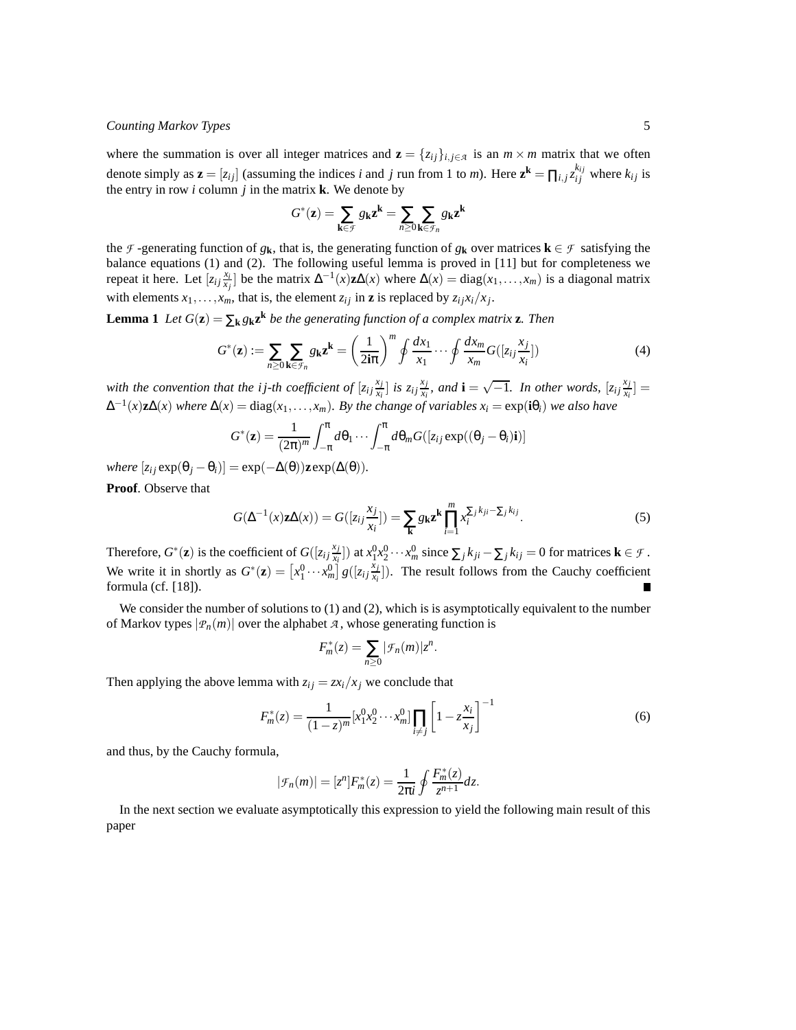where the summation is over all integer matrices and $\mathbf{z} = \{z_{ij}\}_{i,j\in\mathcal{A}}$ is an $m \times m$ matrix that we often denote simply as $\mathbf{z} = [z_{ij}]$ (assuming the indices $i$ and $j$ run from 1 to $m$). Here $\mathbf{z}^{\mathbf{k}} = \prod_{i,j} z_{ij}^{k_{ij}}$ where $k_{ij}$ is the entry in row $i$ column $j$ in the matrix $\mathbf{k}$. We denote by

$$G^*(\mathbf{z}) = \sum_{\mathbf{k}\in\mathcal{F}} g_{\mathbf{k}} \mathbf{z}^{\mathbf{k}} = \sum_{n\geq 0} \sum_{\mathbf{k}\in\mathcal{F}_n} g_{\mathbf{k}} \mathbf{z}^{\mathbf{k}}$$

the $\mathcal{F}$-generating function of $g_{\mathbf{k}}$, that is, the generating function of $g_{\mathbf{k}}$ over matrices $\mathbf{k} \in \mathcal{F}$ satisfying the balance equations (1) and (2). The following useful lemma is proved in [11] but for completeness we repeat it here. Let $[z_{ij}\frac{x_i}{x_j}]$ be the matrix $\Delta^{-1}(x)\mathbf{z}\Delta(x)$ where $\Delta(x) = \mathrm{diag}(x_1,\ldots,x_m)$ is a diagonal matrix with elements $x_1,\ldots,x_m$, that is, the element $z_{ij}$ in $\mathbf{z}$ is replaced by $z_{ij}x_i/x_j$.

**Lemma 1** *Let $G(\mathbf{z}) = \sum_{\mathbf{k}} g_{\mathbf{k}} \mathbf{z}^{\mathbf{k}}$ be the generating function of a complex matrix $\mathbf{z}$. Then*

$$G^*(\mathbf{z}) := \sum_{n\geq 0} \sum_{\mathbf{k}\in\mathcal{F}_n} g_{\mathbf{k}} \mathbf{z}^{\mathbf{k}} = \left(\frac{1}{2\mathbf{i}\pi}\right)^m \oint \frac{dx_1}{x_1} \cdots \oint \frac{dx_m}{x_m} G([z_{ij}\frac{x_j}{x_i}]) \tag{4}$$

*with the convention that the $ij$-th coefficient of $[z_{ij}\frac{x_j}{x_i}]$ is $z_{ij}\frac{x_j}{x_i}$, and $\mathbf{i} = \sqrt{-1}$. In other words, $[z_{ij}\frac{x_j}{x_i}] = \Delta^{-1}(x)\mathbf{z}\Delta(x)$ where $\Delta(x) = \mathrm{diag}(x_1,\ldots,x_m)$. By the change of variables $x_i = \exp(\mathbf{i}\theta_i)$ we also have*

$$G^*(\mathbf{z}) = \frac{1}{(2\pi)^m} \int_{-\pi}^{\pi} d\theta_1 \cdots \int_{-\pi}^{\pi} d\theta_m G([z_{ij}\exp((\theta_j - \theta_i)\mathbf{i})]$$

*where $[z_{ij}\exp(\theta_j - \theta_i)] = \exp(-\Delta(\theta))\mathbf{z}\exp(\Delta(\theta))$.*

**Proof**. Observe that

$$G(\Delta^{-1}(x)\mathbf{z}\Delta(x)) = G([z_{ij}\frac{x_j}{x_i}]) = \sum_{\mathbf{k}} g_{\mathbf{k}} \mathbf{z}^{\mathbf{k}} \prod_{i=1}^{m} x_i^{\sum_j k_{ji} - \sum_j k_{ij}}. \tag{5}$$

Therefore, $G^*(\mathbf{z})$ is the coefficient of $G([z_{ij}\frac{x_j}{x_i}])$ at $x_1^0 x_2^0 \cdots x_m^0$ since $\sum_j k_{ji} - \sum_j k_{ij} = 0$ for matrices $\mathbf{k} \in \mathcal{F}$. We write it in shortly as $G^*(\mathbf{z}) = \left[x_1^0 \cdots x_m^0\right] g([z_{ij}\frac{x_j}{x_i}])$. The result follows from the Cauchy coefficient formula (cf. [18]). ∎

We consider the number of solutions to (1) and (2), which is is asymptotically equivalent to the number of Markov types $|\mathcal{P}_n(m)|$ over the alphabet $\mathcal{A}$, whose generating function is

$$F_m^*(z) = \sum_{n\geq 0} |\mathcal{F}_n(m)| z^n.$$

Then applying the above lemma with $z_{ij} = zx_i/x_j$ we conclude that

$$F_m^*(z) = \frac{1}{(1-z)^m} [x_1^0 x_2^0 \cdots x_m^0] \prod_{i\neq j} \left[1 - z\frac{x_i}{x_j}\right]^{-1} \tag{6}$$

and thus, by the Cauchy formula,

$$|\mathcal{F}_n(m)| = [z^n] F_m^*(z) = \frac{1}{2\pi i} \oint \frac{F_m^*(z)}{z^{n+1}} dz.$$

In the next section we evaluate asymptotically this expression to yield the following main result of this paper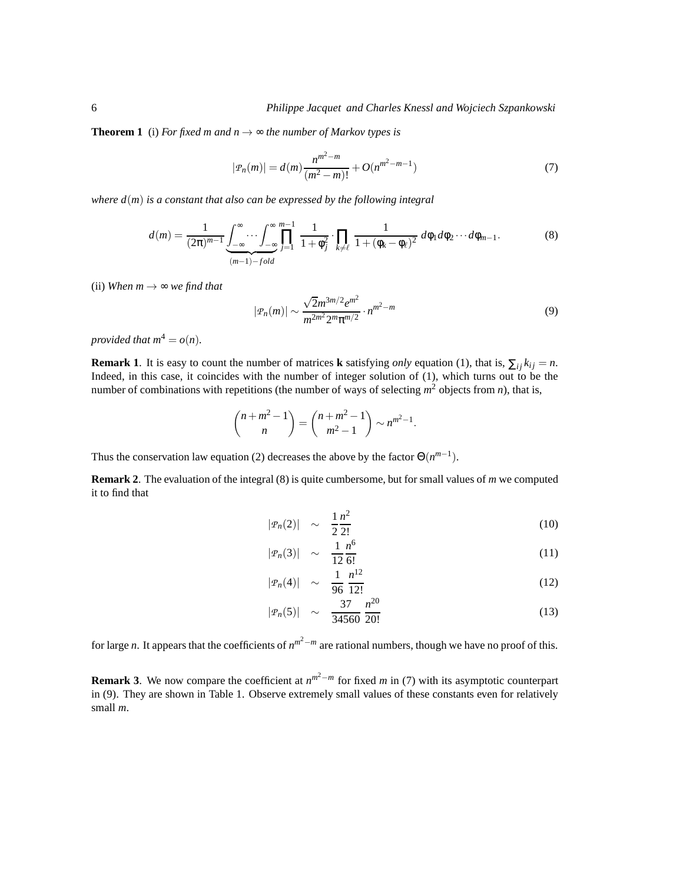**Theorem 1** (i) *For fixed m and $n \to \infty$ the number of Markov types is*

$$|\mathcal{P}_n(m)| = d(m)\frac{n^{m^2-m}}{(m^2-m)!} + O(n^{m^2-m-1}) \tag{7}$$

*where $d(m)$ is a constant that also can be expressed by the following integral*

$$d(m) = \frac{1}{(2\pi)^{m-1}} \underbrace{\int_{-\infty}^{\infty} \cdots \int_{-\infty}^{\infty}}_{(m-1)-fold} \prod_{j=1}^{m-1} \frac{1}{1+\phi_j^2} \cdot \prod_{k \neq \ell} \frac{1}{1+(\phi_k - \phi_\ell)^2} \, d\phi_1 d\phi_2 \cdots d\phi_{m-1}. \tag{8}$$

(ii) *When $m \to \infty$ we find that*

$$|\mathcal{P}_n(m)| \sim \frac{\sqrt{2} m^{3m/2} e^{m^2}}{m^{2m^2} 2^m \pi^{m/2}} \cdot n^{m^2-m} \tag{9}$$

*provided that $m^4 = o(n)$.*

**Remark 1**. It is easy to count the number of matrices **k** satisfying *only* equation (1), that is, $\sum_{ij} k_{ij} = n$. Indeed, in this case, it coincides with the number of integer solution of (1), which turns out to be the number of combinations with repetitions (the number of ways of selecting $m^2$ objects from $n$), that is,

$$\binom{n+m^2-1}{n} = \binom{n+m^2-1}{m^2-1} \sim n^{m^2-1}.$$

Thus the conservation law equation (2) decreases the above by the factor $\Theta(n^{m-1})$.

**Remark 2**. The evaluation of the integral (8) is quite cumbersome, but for small values of $m$ we computed it to find that

$$|\mathcal{P}_n(2)| \sim \frac{1}{2}\frac{n^2}{2!} \tag{10}$$

$$|\mathcal{P}_n(3)| \sim \frac{1}{12}\frac{n^6}{6!} \tag{11}$$

$$|\mathcal{P}_n(4)| \sim \frac{1}{96}\frac{n^{12}}{12!} \tag{12}$$

$$|\mathcal{P}_n(5)| \sim \frac{37}{34560}\frac{n^{20}}{20!} \tag{13}$$

for large $n$. It appears that the coefficients of $n^{m^2-m}$ are rational numbers, though we have no proof of this.

**Remark 3**. We now compare the coefficient at $n^{m^2-m}$ for fixed $m$ in (7) with its asymptotic counterpart in (9). They are shown in Table 1. Observe extremely small values of these constants even for relatively small $m$.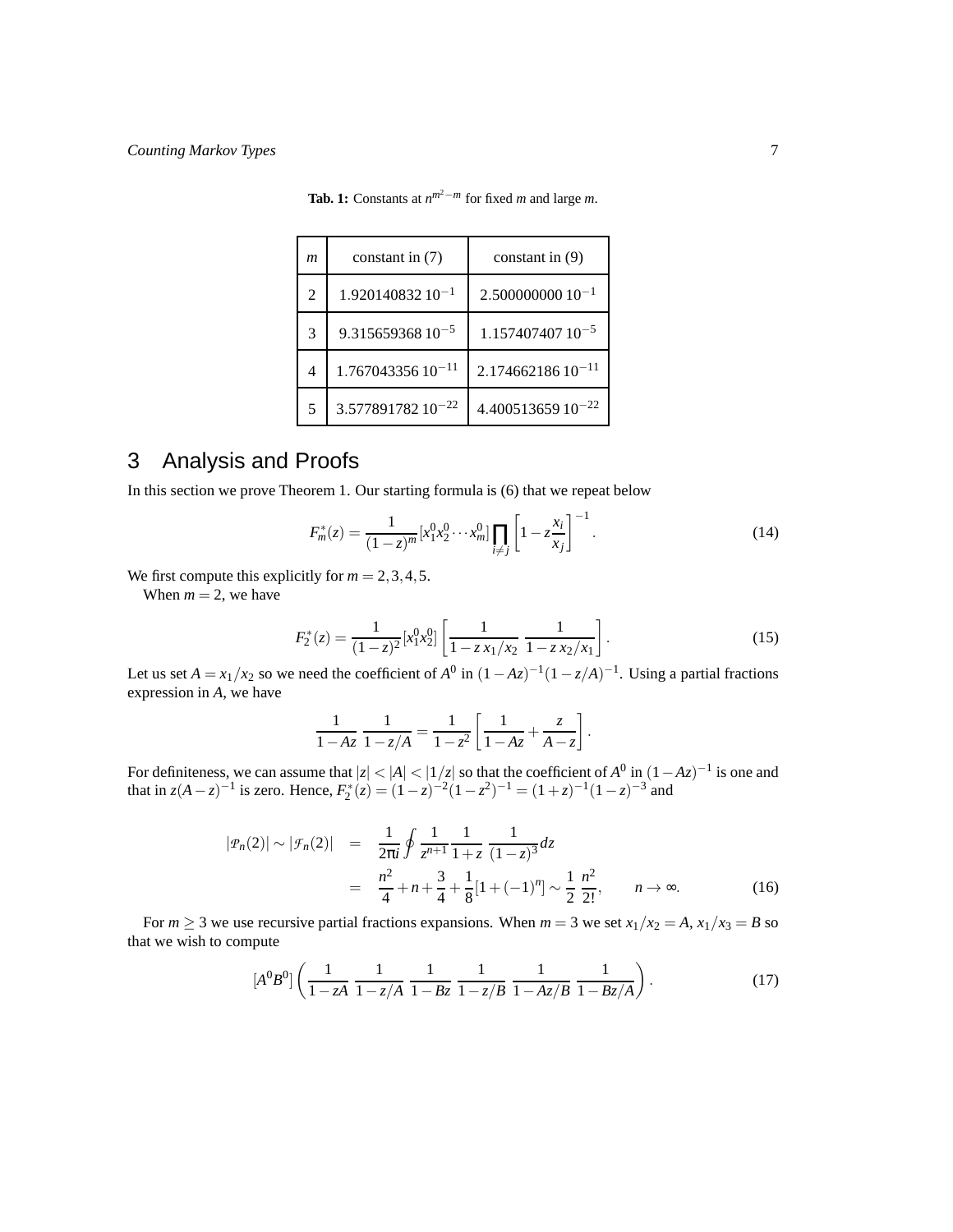**Tab. 1:** Constants at $n^{m^2-m}$ for fixed $m$ and large $m$.

| $m$ | constant in (7) | constant in (9) |
|---|---|---|
| 2 | $1.920140832\,10^{-1}$ | $2.500000000\,10^{-1}$ |
| 3 | $9.315659368\,10^{-5}$ | $1.157407407\,10^{-5}$ |
| 4 | $1.767043356\,10^{-11}$ | $2.174662186\,10^{-11}$ |
| 5 | $3.577891782\,10^{-22}$ | $4.400513659\,10^{-22}$ |

## 3 Analysis and Proofs

In this section we prove Theorem 1. Our starting formula is (6) that we repeat below

$$F_m^*(z) = \frac{1}{(1-z)^m}[x_1^0 x_2^0 \cdots x_m^0] \prod_{i \neq j} \left[1 - z\frac{x_i}{x_j}\right]^{-1}. \tag{14}$$

We first compute this explicitly for $m = 2,3,4,5$.

When $m = 2$, we have

$$F_2^*(z) = \frac{1}{(1-z)^2}[x_1^0 x_2^0] \left[\frac{1}{1 - z\,x_1/x_2}\ \frac{1}{1 - z\,x_2/x_1}\right]. \tag{15}$$

Let us set $A = x_1/x_2$ so we need the coefficient of $A^0$ in $(1-Az)^{-1}(1-z/A)^{-1}$. Using a partial fractions expression in $A$, we have

$$\frac{1}{1-Az}\ \frac{1}{1-z/A} = \frac{1}{1-z^2}\left[\frac{1}{1-Az} + \frac{z}{A-z}\right].$$

For definiteness, we can assume that $|z| < |A| < |1/z|$ so that the coefficient of $A^0$ in $(1-Az)^{-1}$ is one and that in $z(A-z)^{-1}$ is zero. Hence, $F_2^*(z) = (1-z)^{-2}(1-z^2)^{-1} = (1+z)^{-1}(1-z)^{-3}$ and

$$\begin{aligned}
|\mathcal{P}_n(2)| \sim |\mathcal{F}_n(2)| &= \frac{1}{2\pi i}\oint \frac{1}{z^{n+1}}\frac{1}{1+z}\ \frac{1}{(1-z)^3}dz \\
&= \frac{n^2}{4} + n + \frac{3}{4} + \frac{1}{8}[1+(-1)^n] \sim \frac{1}{2}\ \frac{n^2}{2!}, \qquad n \to \infty.
\end{aligned} \tag{16}$$

For $m \geq 3$ we use recursive partial fractions expansions. When $m = 3$ we set $x_1/x_2 = A$, $x_1/x_3 = B$ so that we wish to compute

$$[A^0 B^0]\left(\frac{1}{1-zA}\ \frac{1}{1-z/A}\ \frac{1}{1-Bz}\ \frac{1}{1-z/B}\ \frac{1}{1-Az/B}\ \frac{1}{1-Bz/A}\right). \tag{17}$$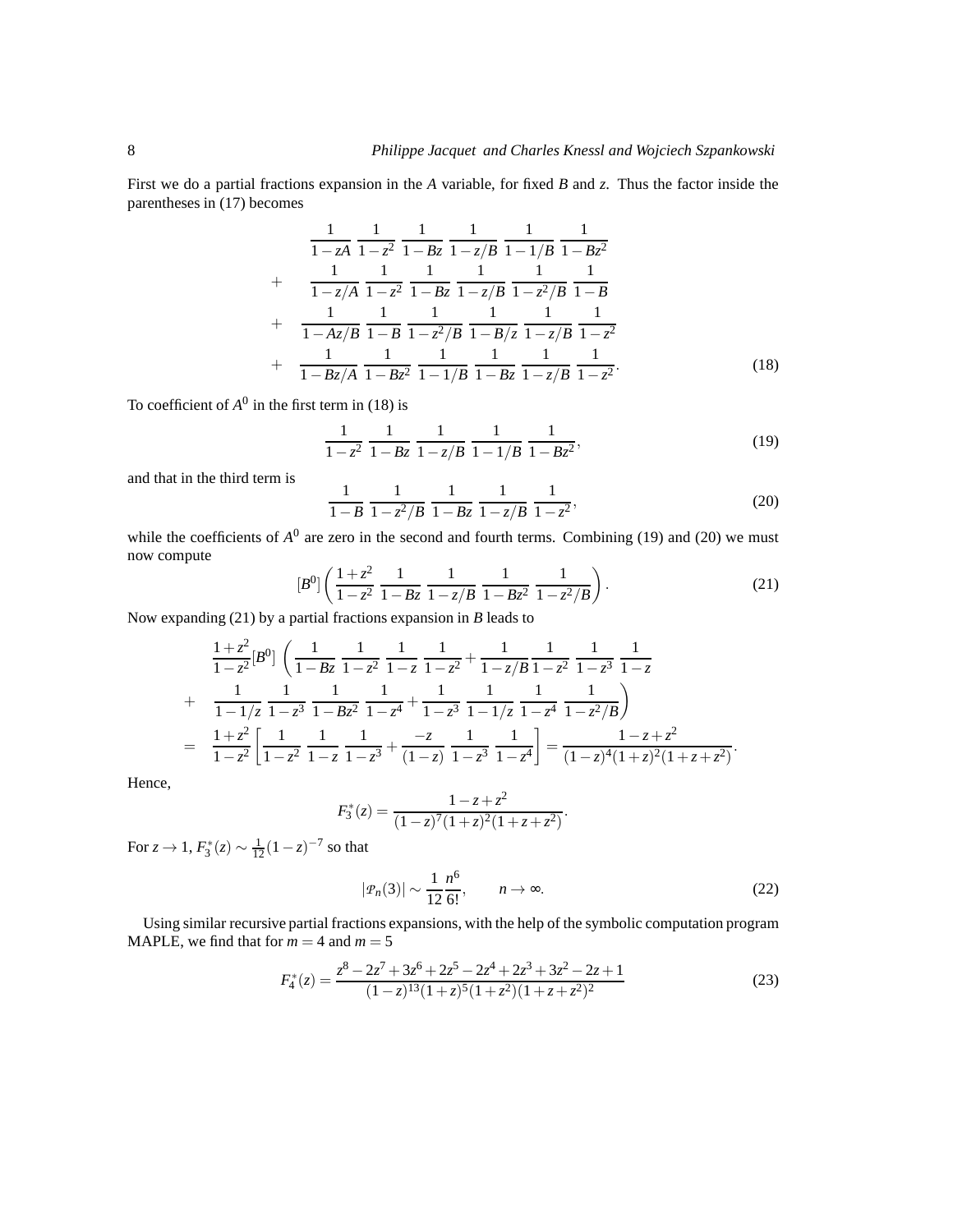First we do a partial fractions expansion in the $A$ variable, for fixed $B$ and $z$. Thus the factor inside the parentheses in (17) becomes

$$
\begin{aligned}
& \frac{1}{1-zA}\ \frac{1}{1-z^2}\ \frac{1}{1-Bz}\ \frac{1}{1-z/B}\ \frac{1}{1-1/B}\ \frac{1}{1-Bz^2} \\
+ \quad & \frac{1}{1-z/A}\ \frac{1}{1-z^2}\ \frac{1}{1-Bz}\ \frac{1}{1-z/B}\ \frac{1}{1-z^2/B}\ \frac{1}{1-B} \\
+ \quad & \frac{1}{1-Az/B}\ \frac{1}{1-B}\ \frac{1}{1-z^2/B}\ \frac{1}{1-B/z}\ \frac{1}{1-z/B}\ \frac{1}{1-z^2} \\
+ \quad & \frac{1}{1-Bz/A}\ \frac{1}{1-Bz^2}\ \frac{1}{1-1/B}\ \frac{1}{1-Bz}\ \frac{1}{1-z/B}\ \frac{1}{1-z^2}.
\end{aligned}
\tag{18}
$$

To coefficient of $A^0$ in the first term in (18) is

$$
\frac{1}{1-z^2}\ \frac{1}{1-Bz}\ \frac{1}{1-z/B}\ \frac{1}{1-1/B}\ \frac{1}{1-Bz^2},
\tag{19}
$$

and that in the third term is

$$
\frac{1}{1-B}\ \frac{1}{1-z^2/B}\ \frac{1}{1-Bz}\ \frac{1}{1-z/B}\ \frac{1}{1-z^2},
\tag{20}
$$

while the coefficients of $A^0$ are zero in the second and fourth terms. Combining (19) and (20) we must now compute

$$
[B^0]\left(\frac{1+z^2}{1-z^2}\ \frac{1}{1-Bz}\ \frac{1}{1-z/B}\ \frac{1}{1-Bz^2}\ \frac{1}{1-z^2/B}\right).
\tag{21}
$$

Now expanding (21) by a partial fractions expansion in $B$ leads to

$$
\begin{aligned}
& \frac{1+z^2}{1-z^2}[B^0]\ \left(\frac{1}{1-Bz}\ \frac{1}{1-z^2}\ \frac{1}{1-z}\ \frac{1}{1-z^2} + \frac{1}{1-z/B}\frac{1}{1-z^2}\ \frac{1}{1-z^3}\ \frac{1}{1-z}\right. \\
+ \quad & \left.\frac{1}{1-1/z}\ \frac{1}{1-z^3}\ \frac{1}{1-Bz^2}\ \frac{1}{1-z^4} + \frac{1}{1-z^3}\ \frac{1}{1-1/z}\ \frac{1}{1-z^4}\ \frac{1}{1-z^2/B}\right) \\
= \quad & \frac{1+z^2}{1-z^2}\left[\frac{1}{1-z^2}\ \frac{1}{1-z}\ \frac{1}{1-z^3} + \frac{-z}{(1-z)}\ \frac{1}{1-z^3}\ \frac{1}{1-z^4}\right] = \frac{1-z+z^2}{(1-z)^4(1+z)^2(1+z+z^2)}.
\end{aligned}
$$

Hence,

$$
F_3^*(z) = \frac{1-z+z^2}{(1-z)^7(1+z)^2(1+z+z^2)}.
$$

For $z \to 1$, $F_3^*(z) \sim \frac{1}{12}(1-z)^{-7}$ so that

$$
|\mathcal{P}_n(3)| \sim \frac{1}{12}\frac{n^6}{6!}, \qquad n \to \infty.
\tag{22}
$$

Using similar recursive partial fractions expansions, with the help of the symbolic computation program MAPLE, we find that for $m = 4$ and $m = 5$

$$
F_4^*(z) = \frac{z^8 - 2z^7 + 3z^6 + 2z^5 - 2z^4 + 2z^3 + 3z^2 - 2z + 1}{(1-z)^{13}(1+z)^5(1+z^2)(1+z+z^2)^2}
\tag{23}
$$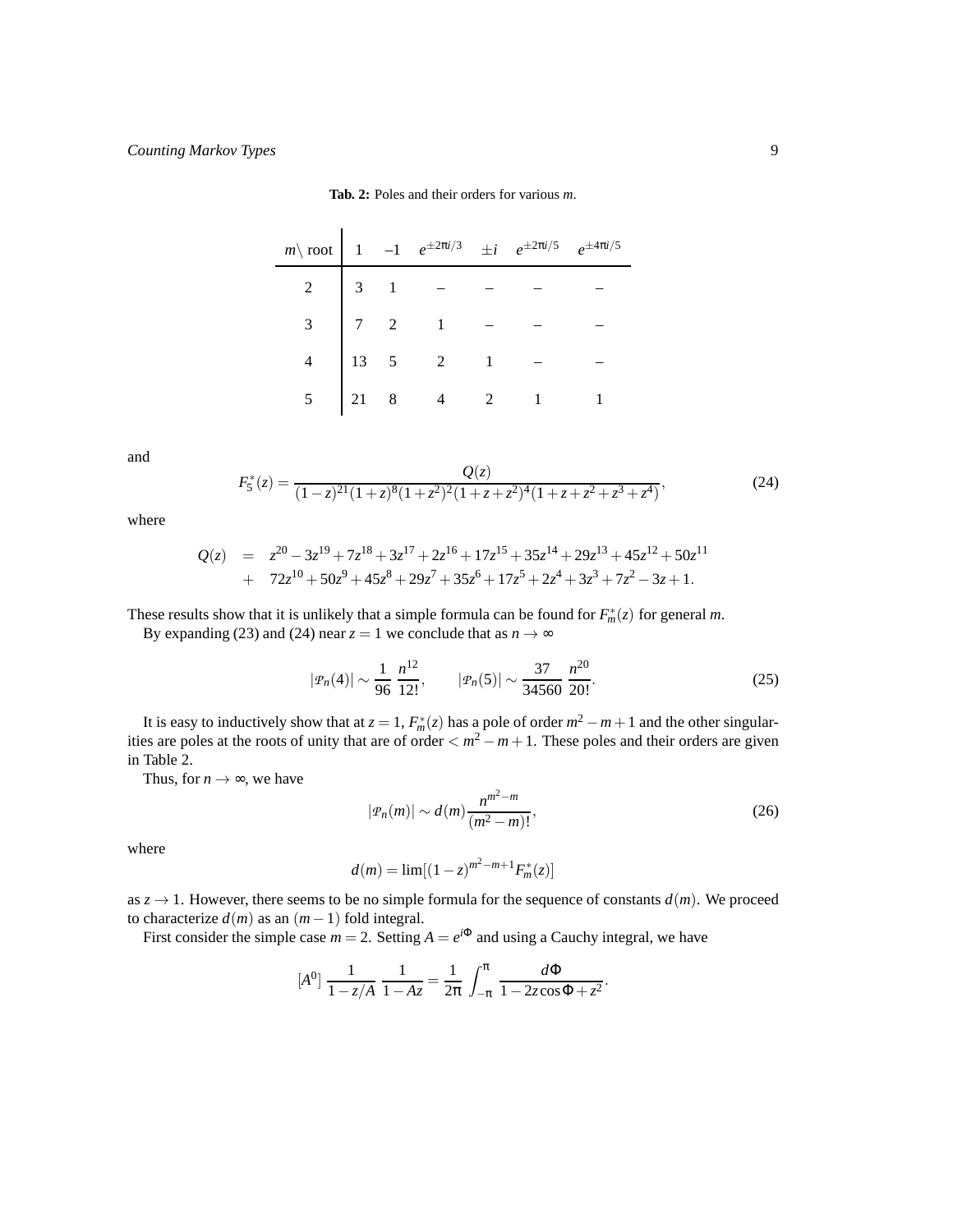**Tab. 2:** Poles and their orders for various $m$.

| $m \backslash$ root | 1 | –1 | $e^{\pm 2\pi i/3}$ | $\pm i$ | $e^{\pm 2\pi i/5}$ | $e^{\pm 4\pi i/5}$ |
|---|---|---|---|---|---|---|
| 2 | 3 | 1 | – | – | – | – |
| 3 | 7 | 2 | 1 | – | – | – |
| 4 | 13 | 5 | 2 | 1 | – | – |
| 5 | 21 | 8 | 4 | 2 | 1 | 1 |

and

$$F_5^*(z) = \frac{Q(z)}{(1-z)^{21}(1+z)^8(1+z^2)^2(1+z+z^2)^4(1+z+z^2+z^3+z^4)}, \tag{24}$$

where

$$\begin{aligned} Q(z) &= z^{20} - 3z^{19} + 7z^{18} + 3z^{17} + 2z^{16} + 17z^{15} + 35z^{14} + 29z^{13} + 45z^{12} + 50z^{11} \\ &+ \; 72z^{10} + 50z^9 + 45z^8 + 29z^7 + 35z^6 + 17z^5 + 2z^4 + 3z^3 + 7z^2 - 3z + 1. \end{aligned}$$

These results show that it is unlikely that a simple formula can be found for $F_m^*(z)$ for general $m$.

By expanding (23) and (24) near $z = 1$ we conclude that as $n \to \infty$

$$|\mathcal{P}_n(4)| \sim \frac{1}{96}\,\frac{n^{12}}{12!}, \qquad |\mathcal{P}_n(5)| \sim \frac{37}{34560}\,\frac{n^{20}}{20!}. \tag{25}$$

It is easy to inductively show that at $z = 1$, $F_m^*(z)$ has a pole of order $m^2 - m + 1$ and the other singularities are poles at the roots of unity that are of order $< m^2 - m + 1$. These poles and their orders are given in Table 2.

Thus, for $n \to \infty$, we have

$$|\mathcal{P}_n(m)| \sim d(m)\frac{n^{m^2-m}}{(m^2-m)!}, \tag{26}$$

where

$$d(m) = \lim[(1-z)^{m^2-m+1}F_m^*(z)]$$

as $z \to 1$. However, there seems to be no simple formula for the sequence of constants $d(m)$. We proceed to characterize $d(m)$ as an $(m-1)$ fold integral.

First consider the simple case $m = 2$. Setting $A = e^{i\Phi}$ and using a Cauchy integral, we have

$$[A^0]\;\frac{1}{1-z/A}\;\frac{1}{1-Az} = \frac{1}{2\pi}\int_{-\pi}^{\pi}\frac{d\Phi}{1-2z\cos\Phi + z^2}.$$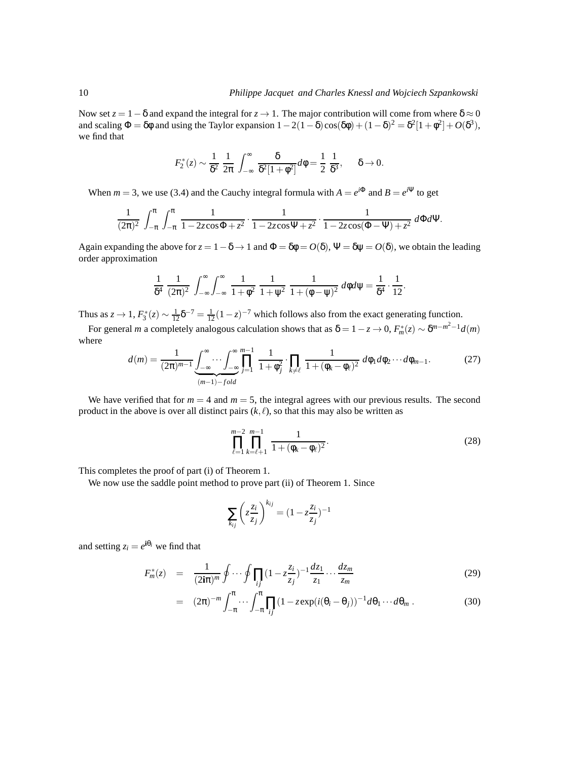Now set $z = 1-\delta$ and expand the integral for $z \to 1$. The major contribution will come from where $\delta \approx 0$ and scaling $\Phi = \delta\phi$ and using the Taylor expansion $1-2(1-\delta)\cos(\delta\phi)+(1-\delta)^2 = \delta^2[1+\phi^2]+O(\delta^3)$, we find that

$$F_2^*(z) \sim \frac{1}{\delta^2}\,\frac{1}{2\pi}\int_{-\infty}^{\infty}\frac{\delta}{\delta^2[1+\phi^2]}d\phi = \frac{1}{2}\,\frac{1}{\delta^3}, \qquad \delta \to 0.$$

When $m = 3$, we use (3.4) and the Cauchy integral formula with $A = e^{i\Phi}$ and $B = e^{i\Psi}$ to get

$$\frac{1}{(2\pi)^2}\int_{-\pi}^{\pi}\int_{-\pi}^{\pi}\frac{1}{1-2z\cos\Phi+z^2}\cdot\frac{1}{1-2z\cos\Psi+z^2}\cdot\frac{1}{1-2z\cos(\Phi-\Psi)+z^2}\,d\Phi d\Psi.$$

Again expanding the above for $z = 1-\delta \to 1$ and $\Phi = \delta\phi = O(\delta)$, $\Psi = \delta\psi = O(\delta)$, we obtain the leading order approximation

$$\frac{1}{\delta^4}\,\frac{1}{(2\pi)^2}\int_{-\infty}^{\infty}\int_{-\infty}^{\infty}\frac{1}{1+\phi^2}\,\frac{1}{1+\psi^2}\,\frac{1}{1+(\phi-\psi)^2}\,d\phi d\psi = \frac{1}{\delta^4}\cdot\frac{1}{12}.$$

Thus as $z \to 1$, $F_3^*(z) \sim \frac{1}{12}\delta^{-7} = \frac{1}{12}(1-z)^{-7}$ which follows also from the exact generating function.

For general $m$ a completely analogous calculation shows that as $\delta = 1-z \to 0$, $F_m^*(z) \sim \delta^{m-m^2-1}d(m)$ where

$$d(m) = \frac{1}{(2\pi)^{m-1}}\underbrace{\int_{-\infty}^{\infty}\cdots\int_{-\infty}^{\infty}}_{(m-1)-fold}\prod_{j=1}^{m-1}\frac{1}{1+\phi_j^2}\cdot\prod_{k\neq\ell}\frac{1}{1+(\phi_k-\phi_\ell)^2}\,d\phi_1 d\phi_2\cdots d\phi_{m-1}. \tag{27}$$

We have verified that for $m = 4$ and $m = 5$, the integral agrees with our previous results. The second product in the above is over all distinct pairs $(k,\ell)$, so that this may also be written as

$$\prod_{\ell=1}^{m-2}\prod_{k=\ell+1}^{m-1}\frac{1}{1+(\phi_k-\phi_\ell)^2}. \tag{28}$$

This completes the proof of part (i) of Theorem 1.

We now use the saddle point method to prove part (ii) of Theorem 1. Since

$$\sum_{k_{ij}}\left(z\frac{z_i}{z_j}\right)^{k_{ij}} = (1-z\frac{z_i}{z_j})^{-1}$$

and setting $z_i = e^{i\theta_i}$ we find that

$$F_m^*(z) = \frac{1}{(2\mathbf{i}\pi)^m}\oint\cdots\oint\prod_{ij}(1-z\frac{z_i}{z_j})^{-1}\frac{dz_1}{z_1}\cdots\frac{dz_m}{z_m} \tag{29}$$

$$= (2\pi)^{-m}\int_{-\pi}^{\pi}\cdots\int_{-\pi}^{\pi}\prod_{ij}(1-z\exp(i(\theta_i-\theta_j))^{-1}d\theta_1\cdots d\theta_m\,. \tag{30}$$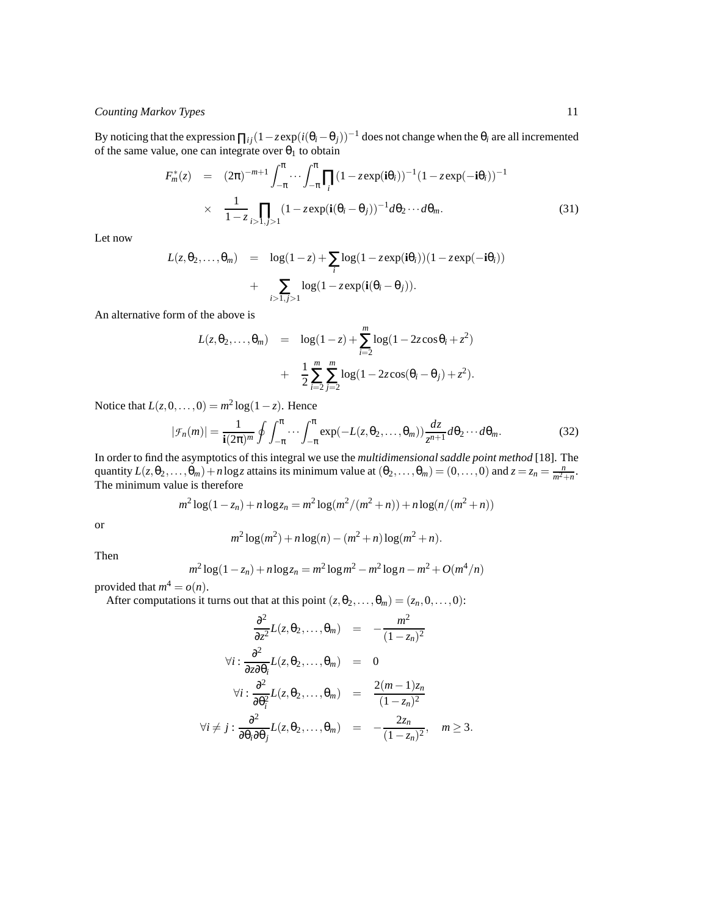By noticing that the expression $\prod_{ij}(1-z\exp(i(\theta_i-\theta_j))^{-1}$ does not change when the $\theta_i$ are all incremented of the same value, one can integrate over $\theta_1$ to obtain

$$
\begin{aligned}
F_m^*(z) &= (2\pi)^{-m+1}\int_{-\pi}^{\pi}\cdots\int_{-\pi}^{\pi}\prod_i(1-z\exp(\mathbf{i}\theta_i))^{-1}(1-z\exp(-\mathbf{i}\theta_i))^{-1} \\
&\times \frac{1}{1-z}\prod_{i>1,j>1}(1-z\exp(\mathbf{i}(\theta_i-\theta_j))^{-1}d\theta_2\cdots d\theta_m. \qquad (31)
\end{aligned}
$$

Let now

$$
\begin{aligned}
L(z,\theta_2,\ldots,\theta_m) &= \log(1-z)+\sum_i\log(1-z\exp(\mathbf{i}\theta_i))(1-z\exp(-\mathbf{i}\theta_i)) \\
&+ \sum_{i>1,j>1}\log(1-z\exp(\mathbf{i}(\theta_i-\theta_j)).
\end{aligned}
$$

An alternative form of the above is

$$
\begin{aligned}
L(z,\theta_2,\ldots,\theta_m) &= \log(1-z)+\sum_{i=2}^{m}\log(1-2z\cos\theta_i+z^2) \\
&+ \frac{1}{2}\sum_{i=2}^{m}\sum_{j=2}^{m}\log(1-2z\cos(\theta_i-\theta_j)+z^2).
\end{aligned}
$$

Notice that $L(z,0,\ldots,0)=m^2\log(1-z)$. Hence

$$
|\mathcal{F}_n(m)| = \frac{1}{\mathbf{i}(2\pi)^m}\oint\int_{-\pi}^{\pi}\cdots\int_{-\pi}^{\pi}\exp(-L(z,\theta_2,\ldots,\theta_m))\frac{dz}{z^{n+1}}d\theta_2\cdots d\theta_m. \qquad (32)
$$

In order to find the asymptotics of this integral we use the *multidimensional saddle point method* [18]. The quantity $L(z,\theta_2,\ldots,\theta_m)+n\log z$ attains its minimum value at $(\theta_2,\ldots,\theta_m)=(0,\ldots,0)$ and $z=z_n=\frac{n}{m^2+n}$. The minimum value is therefore

$$
m^2\log(1-z_n)+n\log z_n = m^2\log(m^2/(m^2+n))+n\log(n/(m^2+n))
$$

or

$$
m^2\log(m^2)+n\log(n)-(m^2+n)\log(m^2+n).
$$

Then

$$
m^2\log(1-z_n)+n\log z_n = m^2\log m^2 - m^2\log n - m^2 + O(m^4/n)
$$

provided that $m^4=o(n)$.

After computations it turns out that at this point $(z,\theta_2,\ldots,\theta_m)=(z_n,0,\ldots,0)$:

$$
\begin{aligned}
\frac{\partial^2}{\partial z^2}L(z,\theta_2,\ldots,\theta_m) &= -\frac{m^2}{(1-z_n)^2} \\
\forall i:\frac{\partial^2}{\partial z\partial\theta_i}L(z,\theta_2,\ldots,\theta_m) &= 0 \\
\forall i:\frac{\partial^2}{\partial\theta_i^2}L(z,\theta_2,\ldots,\theta_m) &= \frac{2(m-1)z_n}{(1-z_n)^2} \\
\forall i\neq j:\frac{\partial^2}{\partial\theta_i\partial\theta_j}L(z,\theta_2,\ldots,\theta_m) &= -\frac{2z_n}{(1-z_n)^2}, \quad m\geq 3.
\end{aligned}
$$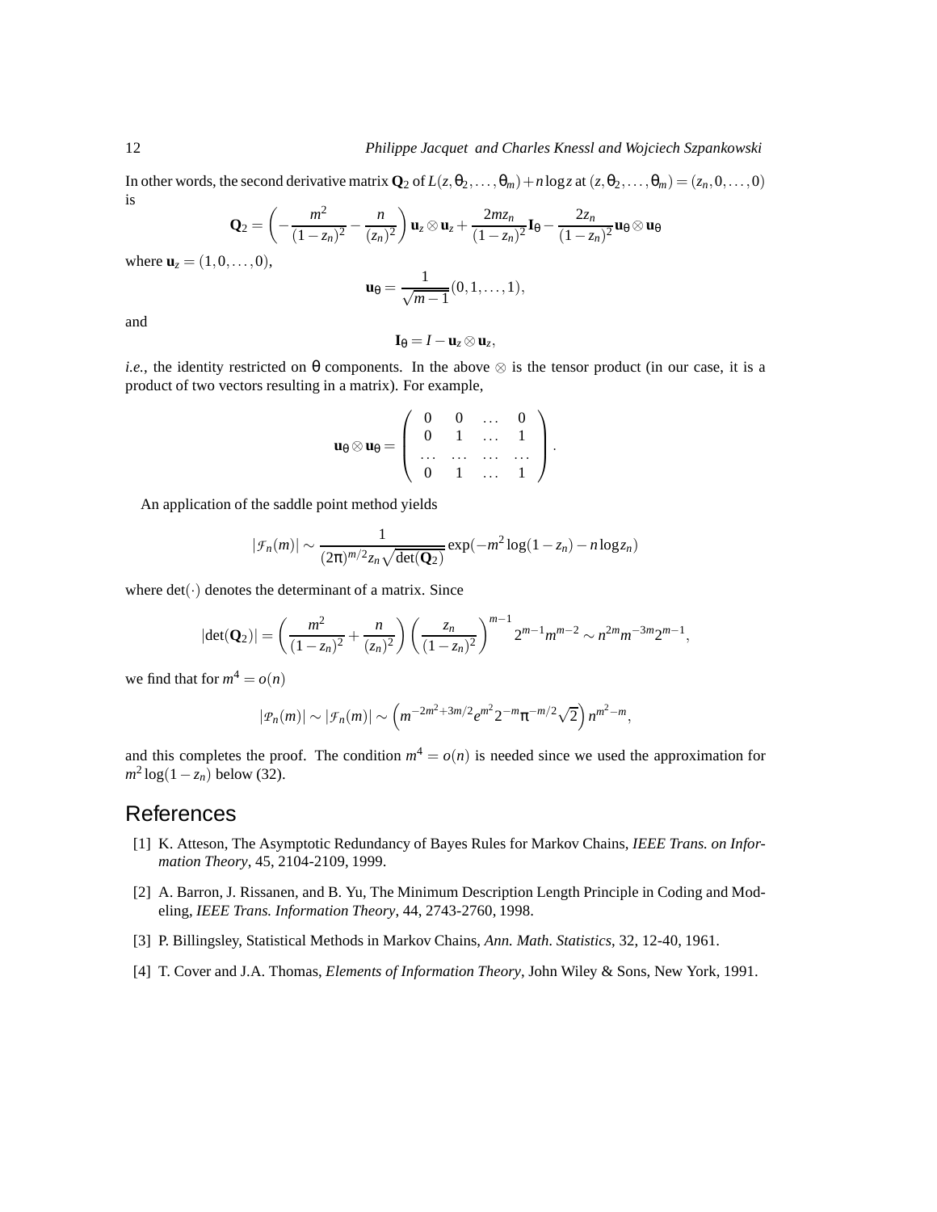In other words, the second derivative matrix $\mathbf{Q}_2$ of $L(z,\theta_2,\ldots,\theta_m)+n\log z$ at $(z,\theta_2,\ldots,\theta_m)=(z_n,0,\ldots,0)$ is

$$\mathbf{Q}_2 = \left(-\frac{m^2}{(1-z_n)^2}-\frac{n}{(z_n)^2}\right)\mathbf{u}_z\otimes\mathbf{u}_z+\frac{2mz_n}{(1-z_n)^2}\mathbf{I}_\theta-\frac{2z_n}{(1-z_n)^2}\mathbf{u}_\theta\otimes\mathbf{u}_\theta$$

where $\mathbf{u}_z=(1,0,\ldots,0)$,

$$\mathbf{u}_\theta=\frac{1}{\sqrt{m-1}}(0,1,\ldots,1),$$

and

$$\mathbf{I}_\theta = I-\mathbf{u}_z\otimes\mathbf{u}_z,$$

*i.e.*, the identity restricted on $\theta$ components. In the above $\otimes$ is the tensor product (in our case, it is a product of two vectors resulting in a matrix). For example,

$$\mathbf{u}_\theta\otimes\mathbf{u}_\theta=\left(\begin{array}{cccc} 0 & 0 & \ldots & 0\\ 0 & 1 & \ldots & 1\\ \ldots & \ldots & \ldots & \ldots\\ 0 & 1 & \ldots & 1\end{array}\right).$$

An application of the saddle point method yields

$$|\mathcal{F}_n(m)|\sim\frac{1}{(2\pi)^{m/2}z_n\sqrt{\det(\mathbf{Q}_2)}}\exp(-m^2\log(1-z_n)-n\log z_n)$$

where $\det(\cdot)$ denotes the determinant of a matrix. Since

$$|\det(\mathbf{Q}_2)|=\left(\frac{m^2}{(1-z_n)^2}+\frac{n}{(z_n)^2}\right)\left(\frac{z_n}{(1-z_n)^2}\right)^{m-1}2^{m-1}m^{m-2}\sim n^{2m}m^{-3m}2^{m-1},$$

we find that for $m^4=o(n)$

$$|\mathcal{P}_n(m)|\sim|\mathcal{F}_n(m)|\sim\left(m^{-2m^2+3m/2}e^{m^2}2^{-m}\pi^{-m/2}\sqrt{2}\right)n^{m^2-m},$$

and this completes the proof. The condition $m^4=o(n)$ is needed since we used the approximation for $m^2\log(1-z_n)$ below (32).

# References

[1] K. Atteson, The Asymptotic Redundancy of Bayes Rules for Markov Chains, *IEEE Trans. on Information Theory*, 45, 2104-2109, 1999.

[2] A. Barron, J. Rissanen, and B. Yu, The Minimum Description Length Principle in Coding and Modeling, *IEEE Trans. Information Theory*, 44, 2743-2760, 1998.

[3] P. Billingsley, Statistical Methods in Markov Chains, *Ann. Math. Statistics*, 32, 12-40, 1961.

[4] T. Cover and J.A. Thomas, *Elements of Information Theory*, John Wiley & Sons, New York, 1991.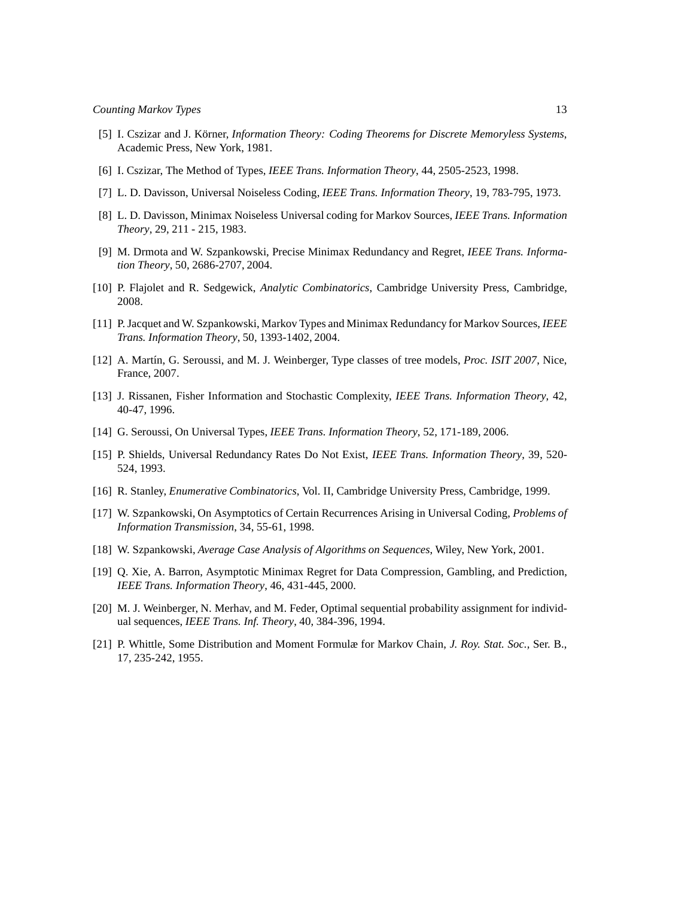[5] I. Cszizar and J. Körner, *Information Theory: Coding Theorems for Discrete Memoryless Systems*, Academic Press, New York, 1981.

[6] I. Cszizar, The Method of Types, *IEEE Trans. Information Theory*, 44, 2505-2523, 1998.

[7] L. D. Davisson, Universal Noiseless Coding, *IEEE Trans. Information Theory*, 19, 783-795, 1973.

[8] L. D. Davisson, Minimax Noiseless Universal coding for Markov Sources, *IEEE Trans. Information Theory*, 29, 211 - 215, 1983.

[9] M. Drmota and W. Szpankowski, Precise Minimax Redundancy and Regret, *IEEE Trans. Information Theory*, 50, 2686-2707, 2004.

[10] P. Flajolet and R. Sedgewick, *Analytic Combinatorics*, Cambridge University Press, Cambridge, 2008.

[11] P. Jacquet and W. Szpankowski, Markov Types and Minimax Redundancy for Markov Sources, *IEEE Trans. Information Theory*, 50, 1393-1402, 2004.

[12] A. Martín, G. Seroussi, and M. J. Weinberger, Type classes of tree models, *Proc. ISIT 2007*, Nice, France, 2007.

[13] J. Rissanen, Fisher Information and Stochastic Complexity, *IEEE Trans. Information Theory*, 42, 40-47, 1996.

[14] G. Seroussi, On Universal Types, *IEEE Trans. Information Theory*, 52, 171-189, 2006.

[15] P. Shields, Universal Redundancy Rates Do Not Exist, *IEEE Trans. Information Theory*, 39, 520-524, 1993.

[16] R. Stanley, *Enumerative Combinatorics*, Vol. II, Cambridge University Press, Cambridge, 1999.

[17] W. Szpankowski, On Asymptotics of Certain Recurrences Arising in Universal Coding, *Problems of Information Transmission*, 34, 55-61, 1998.

[18] W. Szpankowski, *Average Case Analysis of Algorithms on Sequences*, Wiley, New York, 2001.

[19] Q. Xie, A. Barron, Asymptotic Minimax Regret for Data Compression, Gambling, and Prediction, *IEEE Trans. Information Theory*, 46, 431-445, 2000.

[20] M. J. Weinberger, N. Merhav, and M. Feder, Optimal sequential probability assignment for individual sequences, *IEEE Trans. Inf. Theory*, 40, 384-396, 1994.

[21] P. Whittle, Some Distribution and Moment Formulæ for Markov Chain, *J. Roy. Stat. Soc.*, Ser. B., 17, 235-242, 1955.